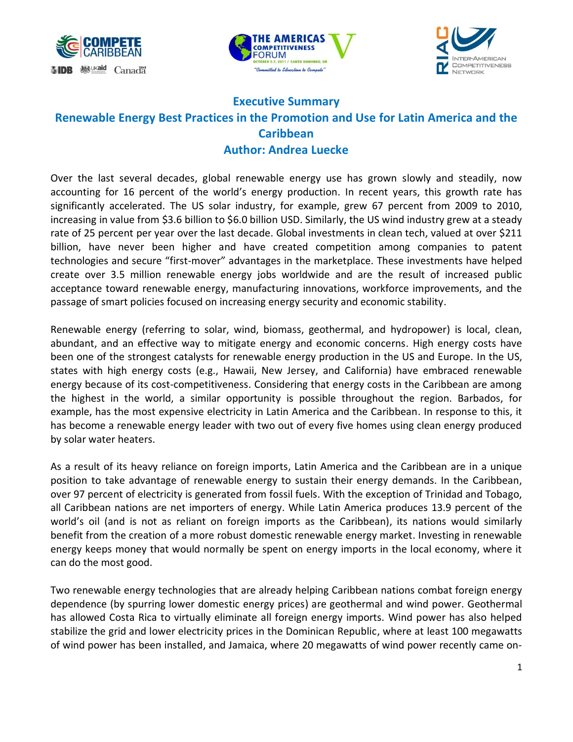# Executive Summary

## Renewable Energy Best Practices in the Promotion and Use for Latin America and the Caribbean

### Author: Andrea Luecke

Over the last several decades, global renewable energy use has grown slowly and steadily, now accounting for 16 percent of the world's energy production. In recent years, this growth rate has significantly accelerated. The US solar industry, for example, grew 67 percent from 2009 to 2010, increasing in value from $3.6 billion to $6.0 billion USD. Similarly, the US wind industry grew at a steady rate of 25 percent per year over the last decade. Global investments in clean tech, valued at over $211 billion, have never been higher and have created competition among companies to patent technologies and secure "first-mover" advantages in the marketplace. These investments have helped create over 3.5 million renewable energy jobs worldwide and are the result of increased public acceptance toward renewable energy, manufacturing innovations, workforce improvements, and the passage of smart policies focused on increasing energy security and economic stability.

Renewable energy (referring to solar, wind, biomass, geothermal, and hydropower) is local, clean, abundant, and an effective way to mitigate energy and economic concerns. High energy costs have been one of the strongest catalysts for renewable energy production in the US and Europe. In the US, states with high energy costs (e.g., Hawaii, New Jersey, and California) have embraced renewable energy because of its cost-competitiveness. Considering that energy costs in the Caribbean are among the highest in the world, a similar opportunity is possible throughout the region. Barbados, for example, has the most expensive electricity in Latin America and the Caribbean. In response to this, it has become a renewable energy leader with two out of every five homes using clean energy produced by solar water heaters.

As a result of its heavy reliance on foreign imports, Latin America and the Caribbean are in a unique position to take advantage of renewable energy to sustain their energy demands. In the Caribbean, over 97 percent of electricity is generated from fossil fuels. With the exception of Trinidad and Tobago, all Caribbean nations are net importers of energy. While Latin America produces 13.9 percent of the world's oil (and is not as reliant on foreign imports as the Caribbean), its nations would similarly benefit from the creation of a more robust domestic renewable energy market. Investing in renewable energy keeps money that would normally be spent on energy imports in the local economy, where it can do the most good.

Two renewable energy technologies that are already helping Caribbean nations combat foreign energy dependence (by spurring lower domestic energy prices) are geothermal and wind power. Geothermal has allowed Costa Rica to virtually eliminate all foreign energy imports. Wind power has also helped stabilize the grid and lower electricity prices in the Dominican Republic, where at least 100 megawatts of wind power has been installed, and Jamaica, where 20 megawatts of wind power recently came on-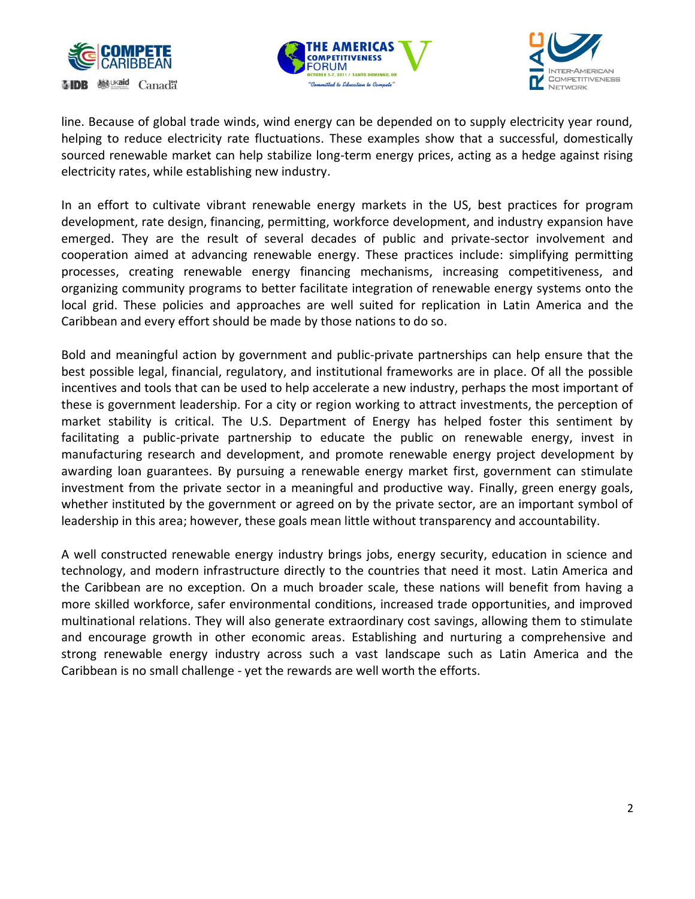line. Because of global trade winds, wind energy can be depended on to supply electricity year round, helping to reduce electricity rate fluctuations. These examples show that a successful, domestically sourced renewable market can help stabilize long-term energy prices, acting as a hedge against rising electricity rates, while establishing new industry.

In an effort to cultivate vibrant renewable energy markets in the US, best practices for program development, rate design, financing, permitting, workforce development, and industry expansion have emerged. They are the result of several decades of public and private-sector involvement and cooperation aimed at advancing renewable energy. These practices include: simplifying permitting processes, creating renewable energy financing mechanisms, increasing competitiveness, and organizing community programs to better facilitate integration of renewable energy systems onto the local grid. These policies and approaches are well suited for replication in Latin America and the Caribbean and every effort should be made by those nations to do so.

Bold and meaningful action by government and public-private partnerships can help ensure that the best possible legal, financial, regulatory, and institutional frameworks are in place. Of all the possible incentives and tools that can be used to help accelerate a new industry, perhaps the most important of these is government leadership. For a city or region working to attract investments, the perception of market stability is critical. The U.S. Department of Energy has helped foster this sentiment by facilitating a public-private partnership to educate the public on renewable energy, invest in manufacturing research and development, and promote renewable energy project development by awarding loan guarantees. By pursuing a renewable energy market first, government can stimulate investment from the private sector in a meaningful and productive way. Finally, green energy goals, whether instituted by the government or agreed on by the private sector, are an important symbol of leadership in this area; however, these goals mean little without transparency and accountability.

A well constructed renewable energy industry brings jobs, energy security, education in science and technology, and modern infrastructure directly to the countries that need it most. Latin America and the Caribbean are no exception. On a much broader scale, these nations will benefit from having a more skilled workforce, safer environmental conditions, increased trade opportunities, and improved multinational relations. They will also generate extraordinary cost savings, allowing them to stimulate and encourage growth in other economic areas. Establishing and nurturing a comprehensive and strong renewable energy industry across such a vast landscape such as Latin America and the Caribbean is no small challenge - yet the rewards are well worth the efforts.